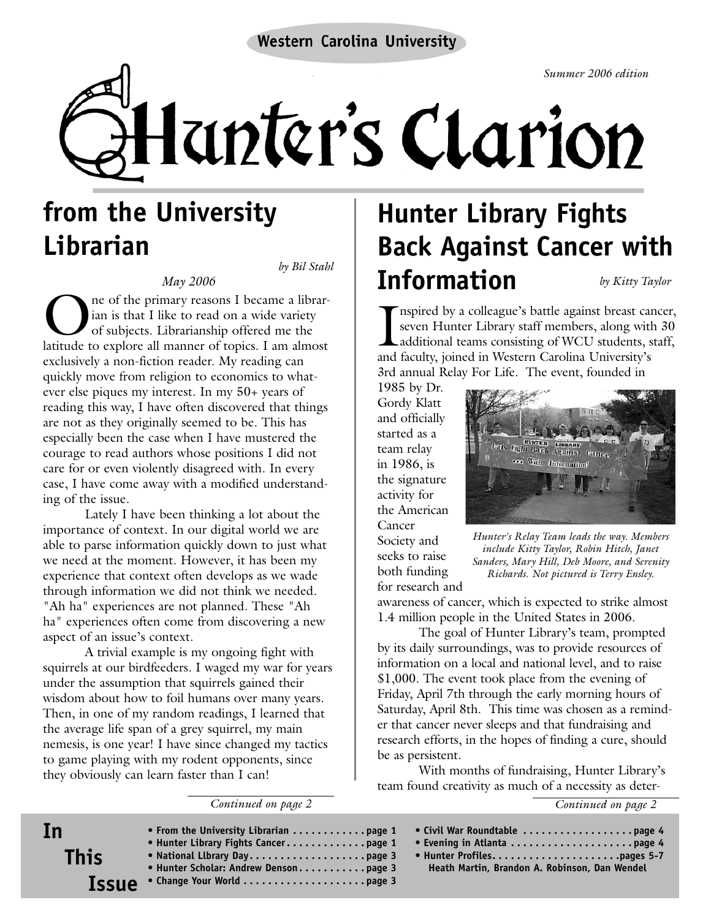Western Carolina University

*Summer 2006 edition*

# Hunter's Clarion

## from the University Librarian

*by Bil Stahl*

*May 2006*

One of the primary reasons I became a librarian is that I like to read on a wide variety of subjects. Librarianship offered me the latitude to explore all manner of topics. I am almost exclusively a non-fiction reader. My reading can quickly move from religion to economics to whatever else piques my interest. In my 50+ years of reading this way, I have often discovered that things are not as they originally seemed to be. This has especially been the case when I have mustered the courage to read authors whose positions I did not care for or even violently disagreed with. In every case, I have come away with a modified understanding of the issue.

Lately I have been thinking a lot about the importance of context. In our digital world we are able to parse information quickly down to just what we need at the moment. However, it has been my experience that context often develops as we wade through information we did not think we needed. "Ah ha" experiences are not planned. These "Ah ha" experiences often come from discovering a new aspect of an issue's context.

A trivial example is my ongoing fight with squirrels at our birdfeeders. I waged my war for years under the assumption that squirrels gained their wisdom about how to foil humans over many years. Then, in one of my random readings, I learned that the average life span of a grey squirrel, my main nemesis, is one year! I have since changed my tactics to game playing with my rodent opponents, since they obviously can learn faster than I can!

*Continued on page 2*

## Hunter Library Fights Back Against Cancer with Information

*by Kitty Taylor*

Inspired by a colleague's battle against breast cancer, seven Hunter Library staff members, along with 30 additional teams consisting of WCU students, staff, and faculty, joined in Western Carolina University's 3rd annual Relay For Life. The event, founded in 1985 by Dr. Gordy Klatt and officially started as a team relay in 1986, is the signature activity for the American Cancer Society and seeks to raise both funding for research and awareness of cancer, which is expected to strike almost 1.4 million people in the United States in 2006.

*Hunter's Relay Team leads the way. Members include Kitty Taylor, Robin Hitch, Janet Sanders, Mary Hill, Deb Moore, and Serenity Richards. Not pictured is Terry Ensley.*

The goal of Hunter Library's team, prompted by its daily surroundings, was to provide resources of information on a local and national level, and to raise $1,000. The event took place from the evening of Friday, April 7th through the early morning hours of Saturday, April 8th. This time was chosen as a reminder that cancer never sleeps and that fundraising and research efforts, in the hopes of finding a cure, should be as persistent.

With months of fundraising, Hunter Library's team found creativity as much of a necessity as deter-

*Continued on page 2*

## In This Issue

- From the University Librarian . . . . . . . . . . . . page 1
- Hunter Library Fights Cancer . . . . . . . . . . . . page 1
- National LIbrary Day . . . . . . . . . . . . . . . . . . . page 3
- Hunter Scholar: Andrew Denson . . . . . . . . . . page 3
- Change Your World . . . . . . . . . . . . . . . . . . . . page 3
- Civil War Roundtable . . . . . . . . . . . . . . . . . . page 4
- Evening in Atlanta . . . . . . . . . . . . . . . . . . . . page 4
- Hunter Profiles . . . . . . . . . . . . . . . . . . . . . pages 5-7
  Heath Martin, Brandon A. Robinson, Dan Wendel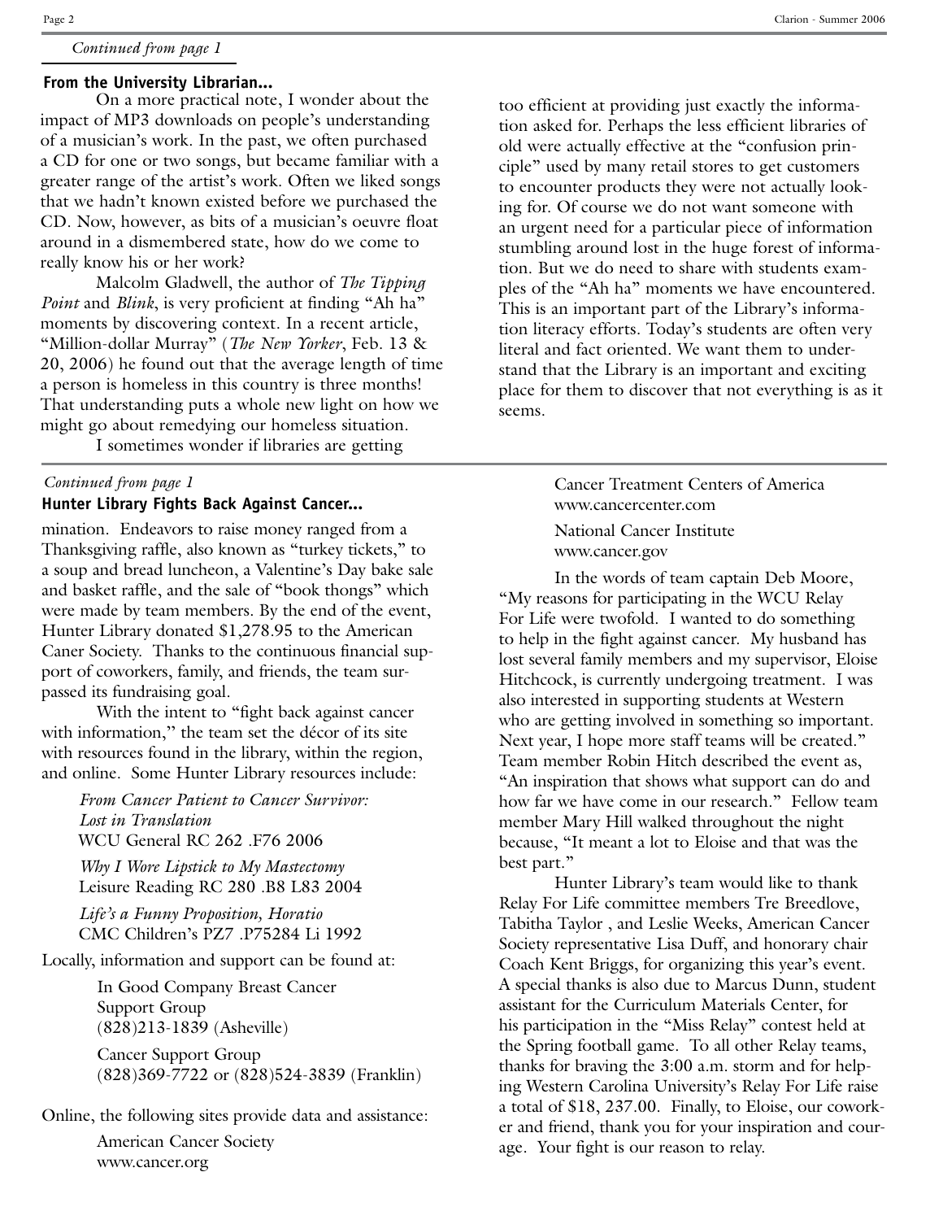*Continued from page 1*

### From the University Librarian...

On a more practical note, I wonder about the impact of MP3 downloads on people's understanding of a musician's work. In the past, we often purchased a CD for one or two songs, but became familiar with a greater range of the artist's work. Often we liked songs that we hadn't known existed before we purchased the CD. Now, however, as bits of a musician's oeuvre float around in a dismembered state, how do we come to really know his or her work?

Malcolm Gladwell, the author of *The Tipping Point* and *Blink*, is very proficient at finding "Ah ha" moments by discovering context. In a recent article, "Million-dollar Murray" (*The New Yorker*, Feb. 13 & 20, 2006) he found out that the average length of time a person is homeless in this country is three months! That understanding puts a whole new light on how we might go about remedying our homeless situation.

I sometimes wonder if libraries are getting too efficient at providing just exactly the information asked for. Perhaps the less efficient libraries of old were actually effective at the "confusion principle" used by many retail stores to get customers to encounter products they were not actually looking for. Of course we do not want someone with an urgent need for a particular piece of information stumbling around lost in the huge forest of information. But we do need to share with students examples of the "Ah ha" moments we have encountered. This is an important part of the Library's information literacy efforts. Today's students are often very literal and fact oriented. We want them to understand that the Library is an important and exciting place for them to discover that not everything is as it seems.

---

*Continued from page 1*

### Hunter Library Fights Back Against Cancer...

mination. Endeavors to raise money ranged from a Thanksgiving raffle, also known as "turkey tickets," to a soup and bread luncheon, a Valentine's Day bake sale and basket raffle, and the sale of "book thongs" which were made by team members. By the end of the event, Hunter Library donated $1,278.95 to the American Caner Society. Thanks to the continuous financial support of coworkers, family, and friends, the team surpassed its fundraising goal.

With the intent to "fight back against cancer with information," the team set the décor of its site with resources found in the library, within the region, and online. Some Hunter Library resources include:

*From Cancer Patient to Cancer Survivor: Lost in Translation*
WCU General RC 262 .F76 2006

*Why I Wore Lipstick to My Mastectomy*
Leisure Reading RC 280 .B8 L83 2004

*Life's a Funny Proposition, Horatio*
CMC Children's PZ7 .P75284 Li 1992

Locally, information and support can be found at:

In Good Company Breast Cancer Support Group
(828)213-1839 (Asheville)

Cancer Support Group
(828)369-7722 or (828)524-3839 (Franklin)

Online, the following sites provide data and assistance:

American Cancer Society
www.cancer.org

Cancer Treatment Centers of America
www.cancercenter.com

National Cancer Institute
www.cancer.gov

In the words of team captain Deb Moore, "My reasons for participating in the WCU Relay For Life were twofold. I wanted to do something to help in the fight against cancer. My husband has lost several family members and my supervisor, Eloise Hitchcock, is currently undergoing treatment. I was also interested in supporting students at Western who are getting involved in something so important. Next year, I hope more staff teams will be created." Team member Robin Hitch described the event as, "An inspiration that shows what support can do and how far we have come in our research." Fellow team member Mary Hill walked throughout the night because, "It meant a lot to Eloise and that was the best part."

Hunter Library's team would like to thank Relay For Life committee members Tre Breedlove, Tabitha Taylor , and Leslie Weeks, American Cancer Society representative Lisa Duff, and honorary chair Coach Kent Briggs, for organizing this year's event. A special thanks is also due to Marcus Dunn, student assistant for the Curriculum Materials Center, for his participation in the "Miss Relay" contest held at the Spring football game. To all other Relay teams, thanks for braving the 3:00 a.m. storm and for helping Western Carolina University's Relay For Life raise a total of $18, 237.00. Finally, to Eloise, our coworker and friend, thank you for your inspiration and courage. Your fight is our reason to relay.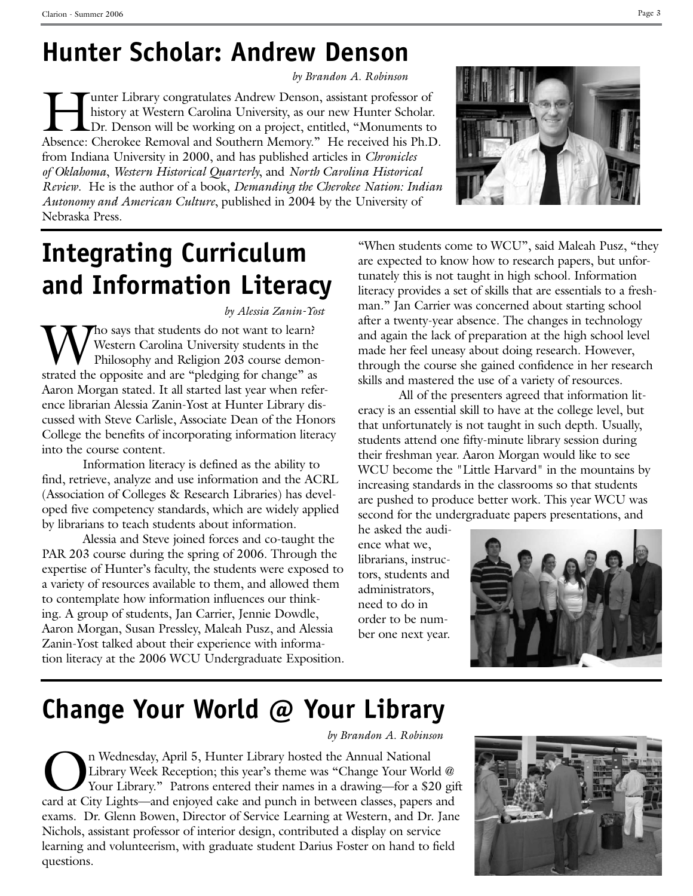# Hunter Scholar: Andrew Denson

*by Brandon A. Robinson*

Hunter Library congratulates Andrew Denson, assistant professor of history at Western Carolina University, as our new Hunter Scholar. Dr. Denson will be working on a project, entitled, "Monuments to Absence: Cherokee Removal and Southern Memory." He received his Ph.D. from Indiana University in 2000, and has published articles in *Chronicles of Oklahoma*, *Western Historical Quarterly*, and *North Carolina Historical Review*. He is the author of a book, *Demanding the Cherokee Nation: Indian Autonomy and American Culture*, published in 2004 by the University of Nebraska Press.

# Integrating Curriculum and Information Literacy

*by Alessia Zanin-Yost*

Who says that students do not want to learn? Western Carolina University students in the Philosophy and Religion 203 course demonstrated the opposite and are "pledging for change" as Aaron Morgan stated. It all started last year when reference librarian Alessia Zanin-Yost at Hunter Library discussed with Steve Carlisle, Associate Dean of the Honors College the benefits of incorporating information literacy into the course content.

Information literacy is defined as the ability to find, retrieve, analyze and use information and the ACRL (Association of Colleges & Research Libraries) has developed five competency standards, which are widely applied by librarians to teach students about information.

Alessia and Steve joined forces and co-taught the PAR 203 course during the spring of 2006. Through the expertise of Hunter's faculty, the students were exposed to a variety of resources available to them, and allowed them to contemplate how information influences our thinking. A group of students, Jan Carrier, Jennie Dowdle, Aaron Morgan, Susan Pressley, Maleah Pusz, and Alessia Zanin-Yost talked about their experience with information literacy at the 2006 WCU Undergraduate Exposition.

"When students come to WCU", said Maleah Pusz, "they are expected to know how to research papers, but unfortunately this is not taught in high school. Information literacy provides a set of skills that are essentials to a freshman." Jan Carrier was concerned about starting school after a twenty-year absence. The changes in technology and again the lack of preparation at the high school level made her feel uneasy about doing research. However, through the course she gained confidence in her research skills and mastered the use of a variety of resources.

All of the presenters agreed that information literacy is an essential skill to have at the college level, but that unfortunately is not taught in such depth. Usually, students attend one fifty-minute library session during their freshman year. Aaron Morgan would like to see WCU become the "Little Harvard" in the mountains by increasing standards in the classrooms so that students are pushed to produce better work. This year WCU was second for the undergraduate papers presentations, and he asked the audience what we, librarians, instructors, students and administrators, need to do in order to be number one next year.

# Change Your World @ Your Library

*by Brandon A. Robinson*

On Wednesday, April 5, Hunter Library hosted the Annual National Library Week Reception; this year's theme was "Change Your World @ Your Library." Patrons entered their names in a drawing—for a $20 gift card at City Lights—and enjoyed cake and punch in between classes, papers and exams. Dr. Glenn Bowen, Director of Service Learning at Western, and Dr. Jane Nichols, assistant professor of interior design, contributed a display on service learning and volunteerism, with graduate student Darius Foster on hand to field questions.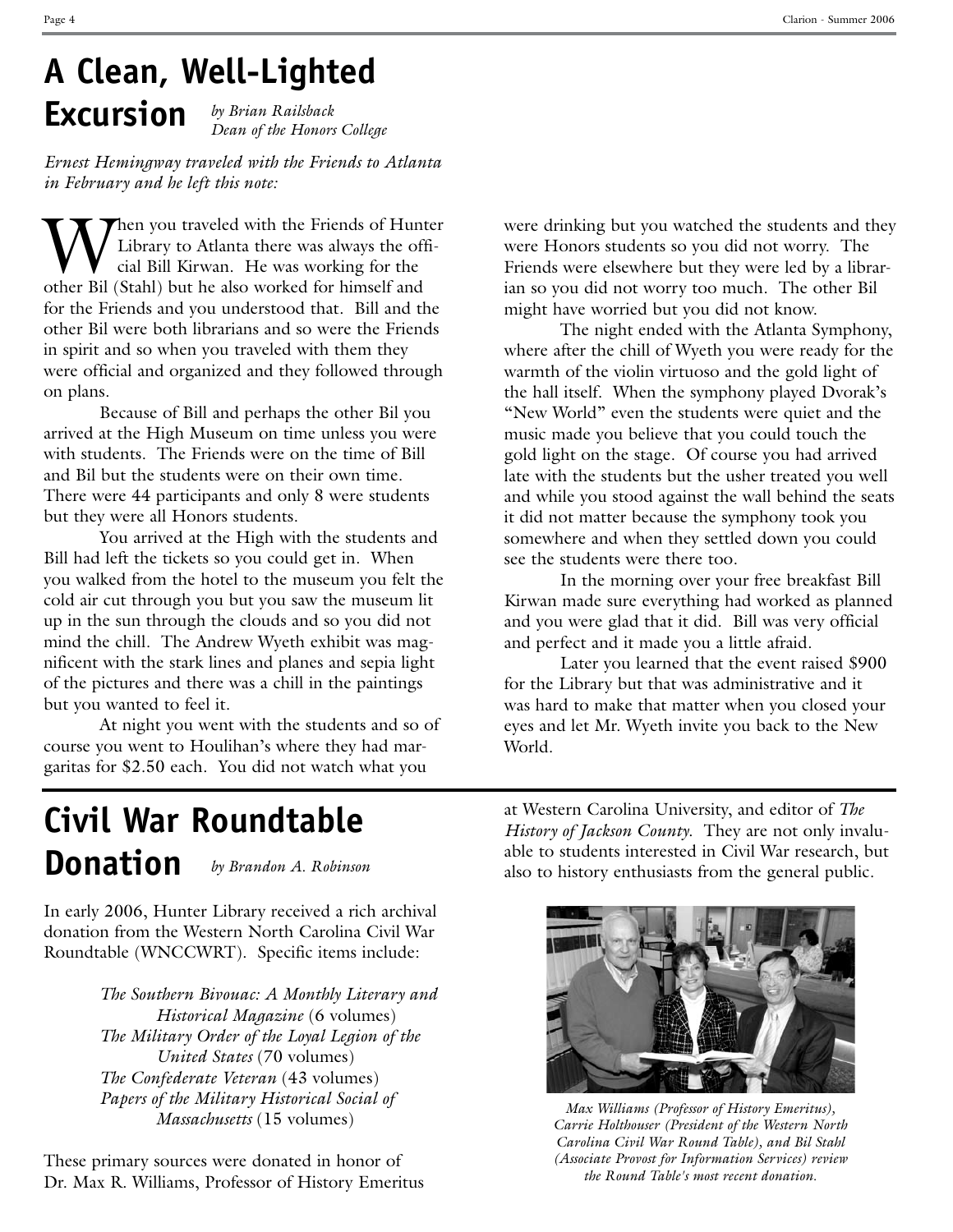# A Clean, Well-Lighted Excursion

*by Brian Railsback*
*Dean of the Honors College*

*Ernest Hemingway traveled with the Friends to Atlanta in February and he left this note:*

When you traveled with the Friends of Hunter Library to Atlanta there was always the official Bill Kirwan. He was working for the other Bil (Stahl) but he also worked for himself and for the Friends and you understood that. Bill and the other Bil were both librarians and so were the Friends in spirit and so when you traveled with them they were official and organized and they followed through on plans.

Because of Bill and perhaps the other Bil you arrived at the High Museum on time unless you were with students. The Friends were on the time of Bill and Bil but the students were on their own time. There were 44 participants and only 8 were students but they were all Honors students.

You arrived at the High with the students and Bill had left the tickets so you could get in. When you walked from the hotel to the museum you felt the cold air cut through you but you saw the museum lit up in the sun through the clouds and so you did not mind the chill. The Andrew Wyeth exhibit was magnificent with the stark lines and planes and sepia light of the pictures and there was a chill in the paintings but you wanted to feel it.

At night you went with the students and so of course you went to Houlihan's where they had margaritas for $2.50 each. You did not watch what you were drinking but you watched the students and they were Honors students so you did not worry. The Friends were elsewhere but they were led by a librarian so you did not worry too much. The other Bil might have worried but you did not know.

The night ended with the Atlanta Symphony, where after the chill of Wyeth you were ready for the warmth of the violin virtuoso and the gold light of the hall itself. When the symphony played Dvorak's "New World" even the students were quiet and the music made you believe that you could touch the gold light on the stage. Of course you had arrived late with the students but the usher treated you well and while you stood against the wall behind the seats it did not matter because the symphony took you somewhere and when they settled down you could see the students were there too.

In the morning over your free breakfast Bill Kirwan made sure everything had worked as planned and you were glad that it did. Bill was very official and perfect and it made you a little afraid.

Later you learned that the event raised $900 for the Library but that was administrative and it was hard to make that matter when you closed your eyes and let Mr. Wyeth invite you back to the New World.

# Civil War Roundtable Donation

*by Brandon A. Robinson*

In early 2006, Hunter Library received a rich archival donation from the Western North Carolina Civil War Roundtable (WNCCWRT). Specific items include:

- *The Southern Bivouac: A Monthly Literary and Historical Magazine* (6 volumes)
- *The Military Order of the Loyal Legion of the United States* (70 volumes)
- *The Confederate Veteran* (43 volumes)
- *Papers of the Military Historical Social of Massachusetts* (15 volumes)

These primary sources were donated in honor of Dr. Max R. Williams, Professor of History Emeritus at Western Carolina University, and editor of *The History of Jackson County*. They are not only invaluable to students interested in Civil War research, but also to history enthusiasts from the general public.

*Max Williams (Professor of History Emeritus), Carrie Holthouser (President of the Western North Carolina Civil War Round Table), and Bil Stahl (Associate Provost for Information Services) review the Round Table's most recent donation.*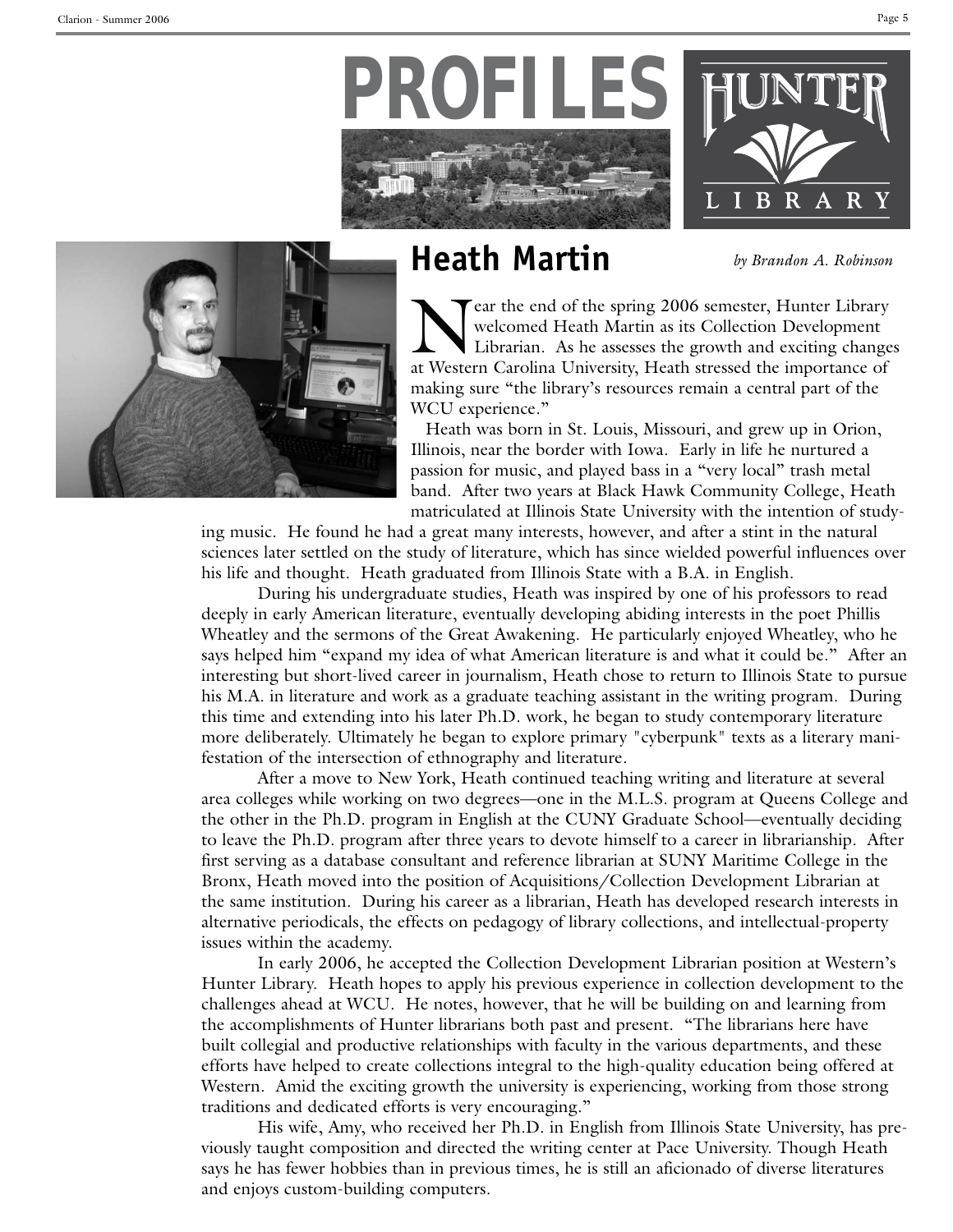# PROFILES

## Heath Martin

*by Brandon A. Robinson*

Near the end of the spring 2006 semester, Hunter Library welcomed Heath Martin as its Collection Development Librarian. As he assesses the growth and exciting changes at Western Carolina University, Heath stressed the importance of making sure "the library's resources remain a central part of the WCU experience."

Heath was born in St. Louis, Missouri, and grew up in Orion, Illinois, near the border with Iowa. Early in life he nurtured a passion for music, and played bass in a "very local" trash metal band. After two years at Black Hawk Community College, Heath matriculated at Illinois State University with the intention of studying music. He found he had a great many interests, however, and after a stint in the natural sciences later settled on the study of literature, which has since wielded powerful influences over his life and thought. Heath graduated from Illinois State with a B.A. in English.

During his undergraduate studies, Heath was inspired by one of his professors to read deeply in early American literature, eventually developing abiding interests in the poet Phillis Wheatley and the sermons of the Great Awakening. He particularly enjoyed Wheatley, who he says helped him "expand my idea of what American literature is and what it could be." After an interesting but short-lived career in journalism, Heath chose to return to Illinois State to pursue his M.A. in literature and work as a graduate teaching assistant in the writing program. During this time and extending into his later Ph.D. work, he began to study contemporary literature more deliberately. Ultimately he began to explore primary "cyberpunk" texts as a literary manifestation of the intersection of ethnography and literature.

After a move to New York, Heath continued teaching writing and literature at several area colleges while working on two degrees—one in the M.L.S. program at Queens College and the other in the Ph.D. program in English at the CUNY Graduate School—eventually deciding to leave the Ph.D. program after three years to devote himself to a career in librarianship. After first serving as a database consultant and reference librarian at SUNY Maritime College in the Bronx, Heath moved into the position of Acquisitions/Collection Development Librarian at the same institution. During his career as a librarian, Heath has developed research interests in alternative periodicals, the effects on pedagogy of library collections, and intellectual-property issues within the academy.

In early 2006, he accepted the Collection Development Librarian position at Western's Hunter Library. Heath hopes to apply his previous experience in collection development to the challenges ahead at WCU. He notes, however, that he will be building on and learning from the accomplishments of Hunter librarians both past and present. "The librarians here have built collegial and productive relationships with faculty in the various departments, and these efforts have helped to create collections integral to the high-quality education being offered at Western. Amid the exciting growth the university is experiencing, working from those strong traditions and dedicated efforts is very encouraging."

His wife, Amy, who received her Ph.D. in English from Illinois State University, has previously taught composition and directed the writing center at Pace University. Though Heath says he has fewer hobbies than in previous times, he is still an aficionado of diverse literatures and enjoys custom-building computers.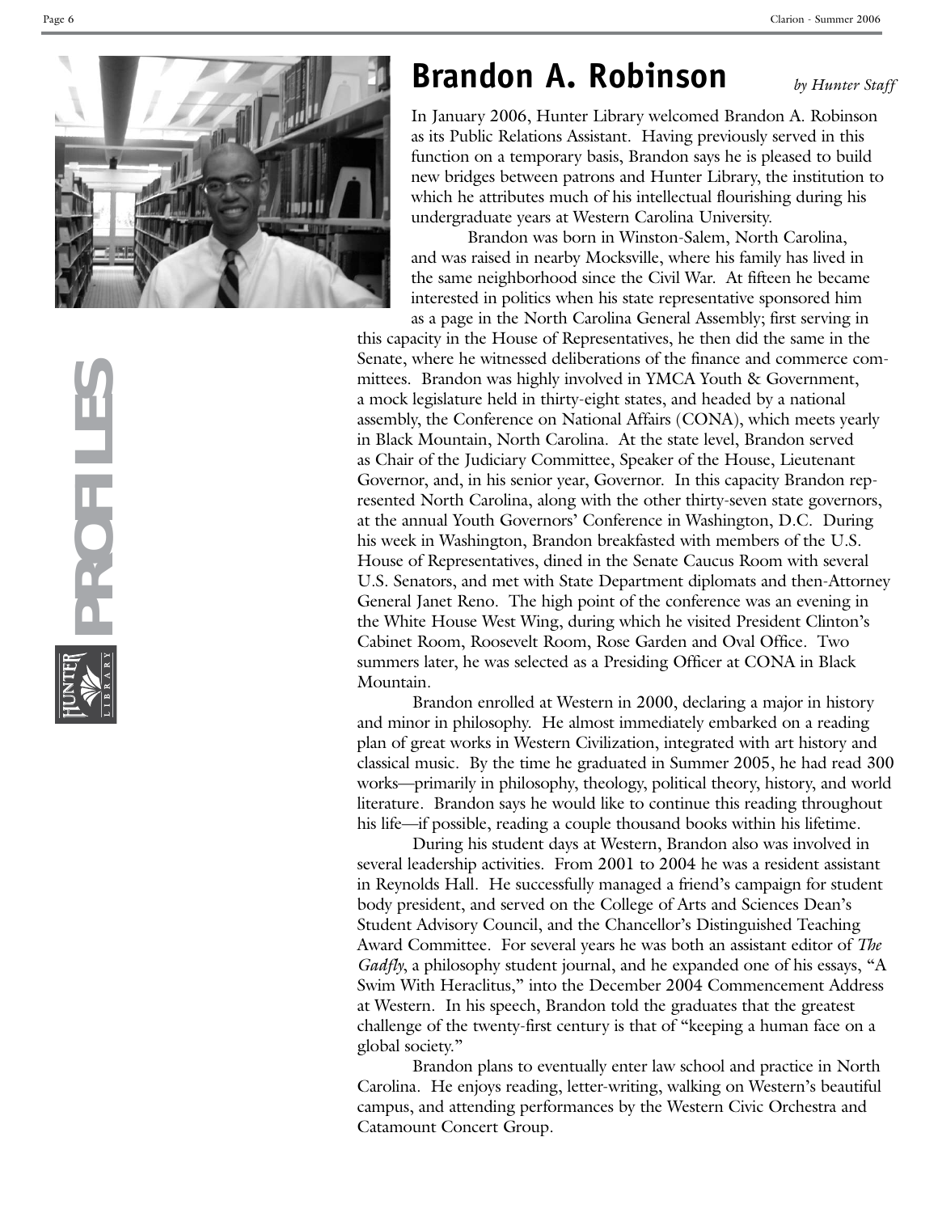# Brandon A. Robinson

*by Hunter Staff*

In January 2006, Hunter Library welcomed Brandon A. Robinson as its Public Relations Assistant. Having previously served in this function on a temporary basis, Brandon says he is pleased to build new bridges between patrons and Hunter Library, the institution to which he attributes much of his intellectual flourishing during his undergraduate years at Western Carolina University.

Brandon was born in Winston-Salem, North Carolina, and was raised in nearby Mocksville, where his family has lived in the same neighborhood since the Civil War. At fifteen he became interested in politics when his state representative sponsored him as a page in the North Carolina General Assembly; first serving in this capacity in the House of Representatives, he then did the same in the Senate, where he witnessed deliberations of the finance and commerce committees. Brandon was highly involved in YMCA Youth & Government, a mock legislature held in thirty-eight states, and headed by a national assembly, the Conference on National Affairs (CONA), which meets yearly in Black Mountain, North Carolina. At the state level, Brandon served as Chair of the Judiciary Committee, Speaker of the House, Lieutenant Governor, and, in his senior year, Governor. In this capacity Brandon represented North Carolina, along with the other thirty-seven state governors, at the annual Youth Governors' Conference in Washington, D.C. During his week in Washington, Brandon breakfasted with members of the U.S. House of Representatives, dined in the Senate Caucus Room with several U.S. Senators, and met with State Department diplomats and then-Attorney General Janet Reno. The high point of the conference was an evening in the White House West Wing, during which he visited President Clinton's Cabinet Room, Roosevelt Room, Rose Garden and Oval Office. Two summers later, he was selected as a Presiding Officer at CONA in Black Mountain.

Brandon enrolled at Western in 2000, declaring a major in history and minor in philosophy. He almost immediately embarked on a reading plan of great works in Western Civilization, integrated with art history and classical music. By the time he graduated in Summer 2005, he had read 300 works—primarily in philosophy, theology, political theory, history, and world literature. Brandon says he would like to continue this reading throughout his life—if possible, reading a couple thousand books within his lifetime.

During his student days at Western, Brandon also was involved in several leadership activities. From 2001 to 2004 he was a resident assistant in Reynolds Hall. He successfully managed a friend's campaign for student body president, and served on the College of Arts and Sciences Dean's Student Advisory Council, and the Chancellor's Distinguished Teaching Award Committee. For several years he was both an assistant editor of *The Gadfly*, a philosophy student journal, and he expanded one of his essays, "A Swim With Heraclitus," into the December 2004 Commencement Address at Western. In his speech, Brandon told the graduates that the greatest challenge of the twenty-first century is that of "keeping a human face on a global society."

Brandon plans to eventually enter law school and practice in North Carolina. He enjoys reading, letter-writing, walking on Western's beautiful campus, and attending performances by the Western Civic Orchestra and Catamount Concert Group.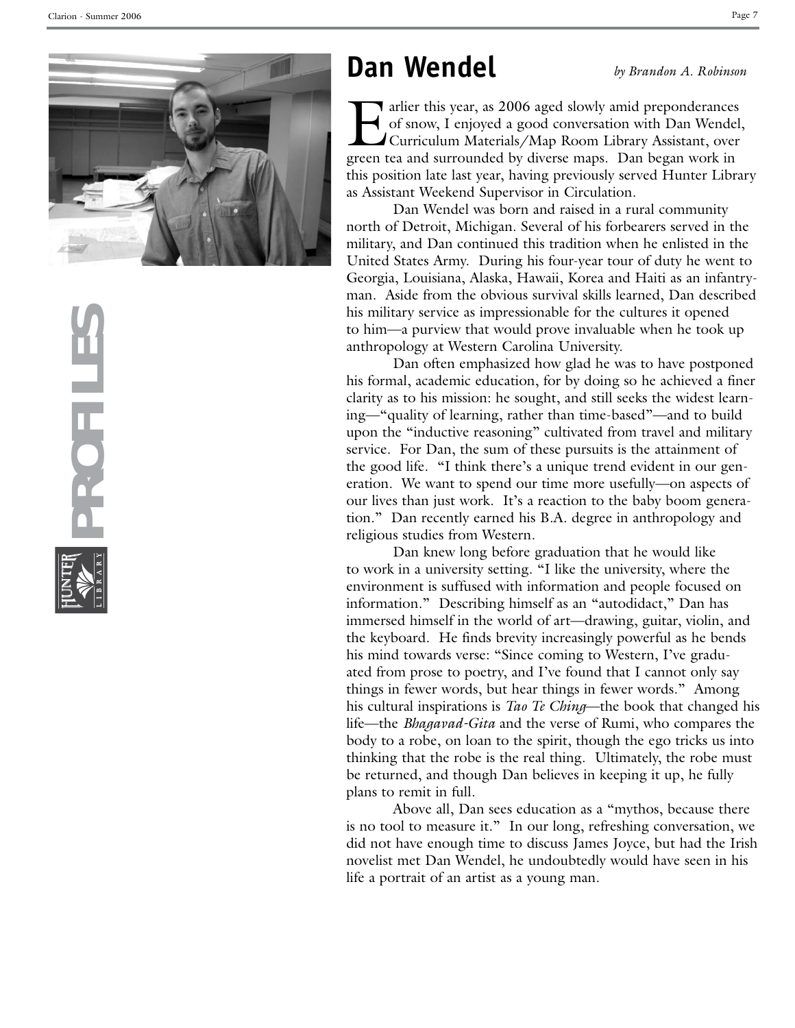# Dan Wendel

*by Brandon A. Robinson*

Earlier this year, as 2006 aged slowly amid preponderances of snow, I enjoyed a good conversation with Dan Wendel, Curriculum Materials/Map Room Library Assistant, over green tea and surrounded by diverse maps. Dan began work in this position late last year, having previously served Hunter Library as Assistant Weekend Supervisor in Circulation.

Dan Wendel was born and raised in a rural community north of Detroit, Michigan. Several of his forbearers served in the military, and Dan continued this tradition when he enlisted in the United States Army. During his four-year tour of duty he went to Georgia, Louisiana, Alaska, Hawaii, Korea and Haiti as an infantryman. Aside from the obvious survival skills learned, Dan described his military service as impressionable for the cultures it opened to him—a purview that would prove invaluable when he took up anthropology at Western Carolina University.

Dan often emphasized how glad he was to have postponed his formal, academic education, for by doing so he achieved a finer clarity as to his mission: he sought, and still seeks the widest learning—"quality of learning, rather than time-based"—and to build upon the "inductive reasoning" cultivated from travel and military service. For Dan, the sum of these pursuits is the attainment of the good life. "I think there's a unique trend evident in our generation. We want to spend our time more usefully—on aspects of our lives than just work. It's a reaction to the baby boom generation." Dan recently earned his B.A. degree in anthropology and religious studies from Western.

Dan knew long before graduation that he would like to work in a university setting. "I like the university, where the environment is suffused with information and people focused on information." Describing himself as an "autodidact," Dan has immersed himself in the world of art—drawing, guitar, violin, and the keyboard. He finds brevity increasingly powerful as he bends his mind towards verse: "Since coming to Western, I've graduated from prose to poetry, and I've found that I cannot only say things in fewer words, but hear things in fewer words." Among his cultural inspirations is *Tao Te Ching*—the book that changed his life—the *Bhagavad-Gita* and the verse of Rumi, who compares the body to a robe, on loan to the spirit, though the ego tricks us into thinking that the robe is the real thing. Ultimately, the robe must be returned, and though Dan believes in keeping it up, he fully plans to remit in full.

Above all, Dan sees education as a "mythos, because there is no tool to measure it." In our long, refreshing conversation, we did not have enough time to discuss James Joyce, but had the Irish novelist met Dan Wendel, he undoubtedly would have seen in his life a portrait of an artist as a young man.

PROFILES

HUNTER LIBRARY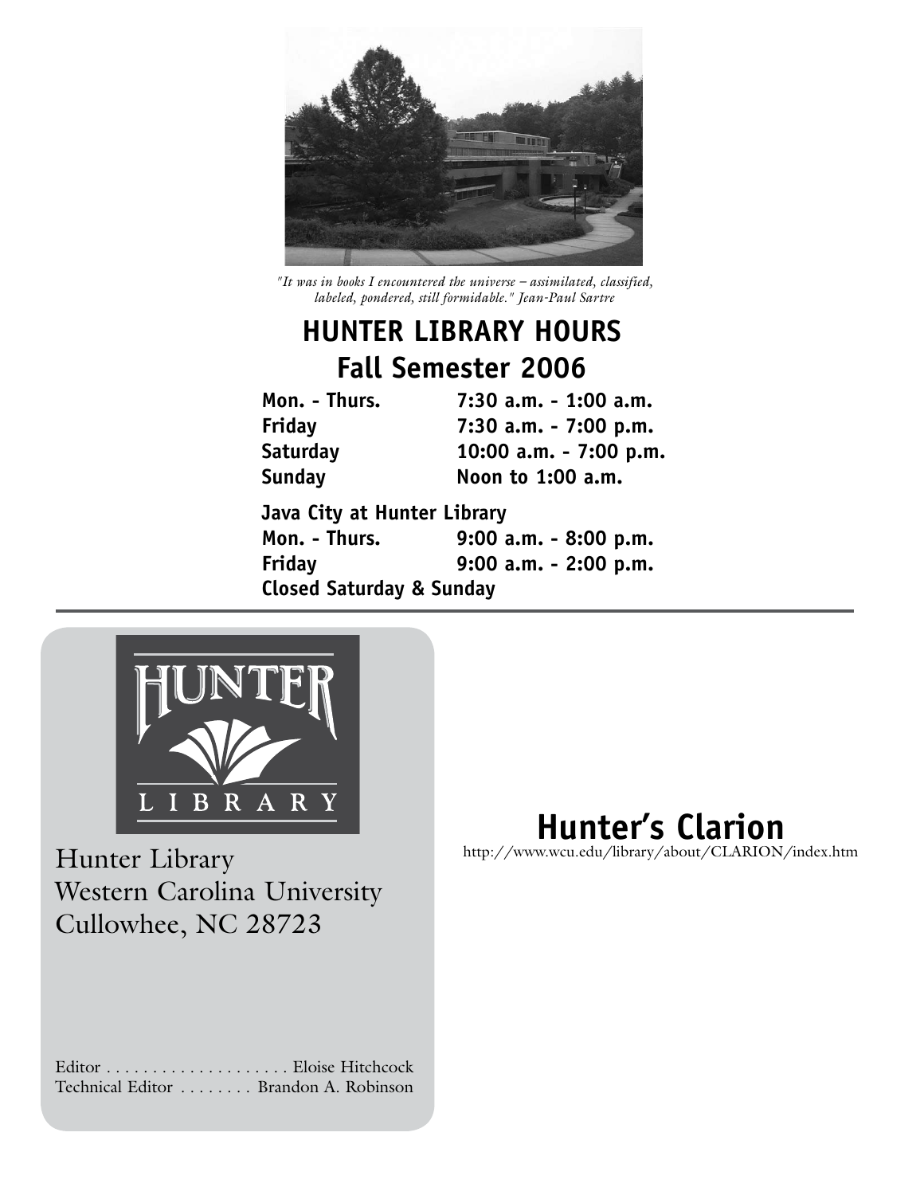*"It was in books I encountered the universe – assimilated, classified, labeled, pondered, still formidable." Jean-Paul Sartre*

## HUNTER LIBRARY HOURS
## Fall Semester 2006

| | |
|---|---|
| **Mon. - Thurs.** | **7:30 a.m. - 1:00 a.m.** |
| **Friday** | **7:30 a.m. - 7:00 p.m.** |
| **Saturday** | **10:00 a.m. - 7:00 p.m.** |
| **Sunday** | **Noon to 1:00 a.m.** |

**Java City at Hunter Library**

| | |
|---|---|
| **Mon. - Thurs.** | **9:00 a.m. - 8:00 p.m.** |
| **Friday** | **9:00 a.m. - 2:00 p.m.** |

**Closed Saturday & Sunday**

---

HUNTER LIBRARY

Hunter Library
Western Carolina University
Cullowhee, NC 28723

Editor . . . . . . . . . . . . . . . . . . . . Eloise Hitchcock
Technical Editor . . . . . . . . Brandon A. Robinson

# Hunter's Clarion

http://www.wcu.edu/library/about/CLARION/index.htm